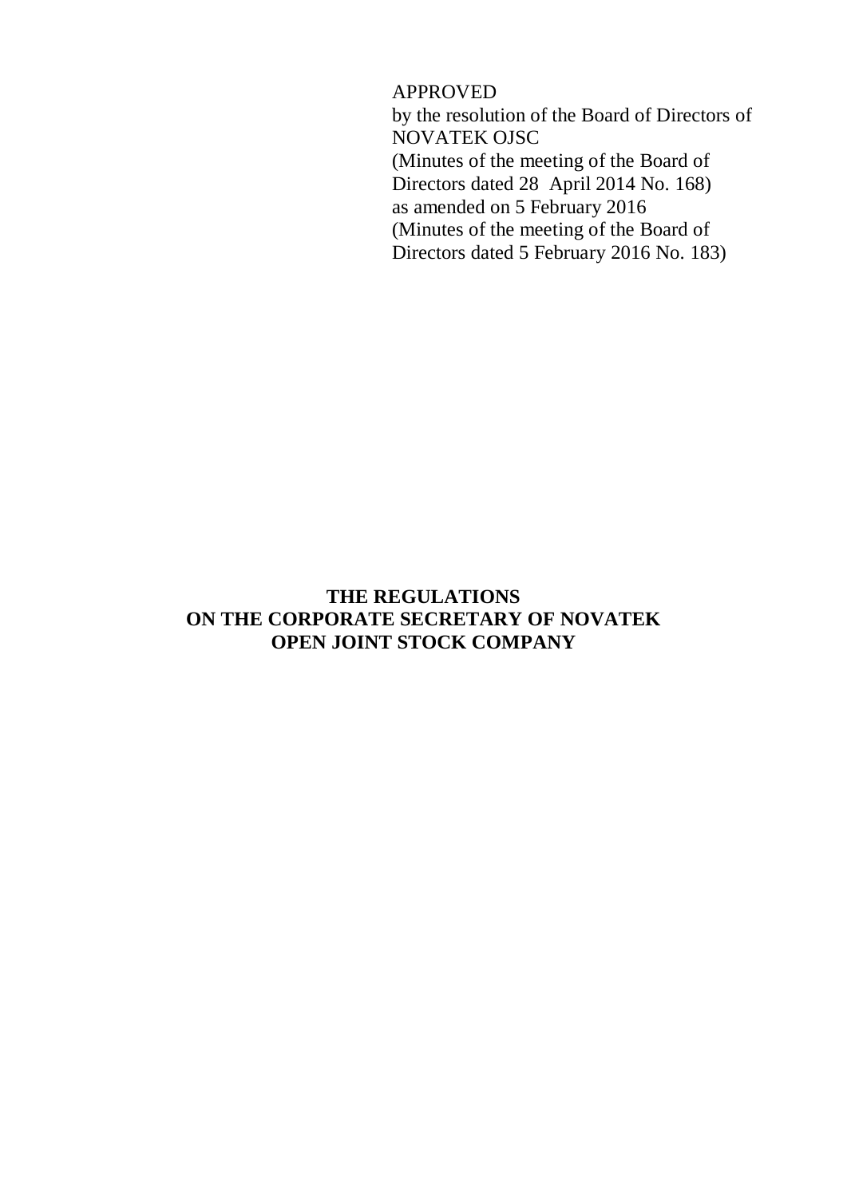APPROVED
by the resolution of the Board of Directors of NOVATEK OJSC
(Minutes of the meeting of the Board of Directors dated 28 April 2014 No. 168)
as amended on 5 February 2016
(Minutes of the meeting of the Board of Directors dated 5 February 2016 No. 183)

# THE REGULATIONS ON THE CORPORATE SECRETARY OF NOVATEK OPEN JOINT STOCK COMPANY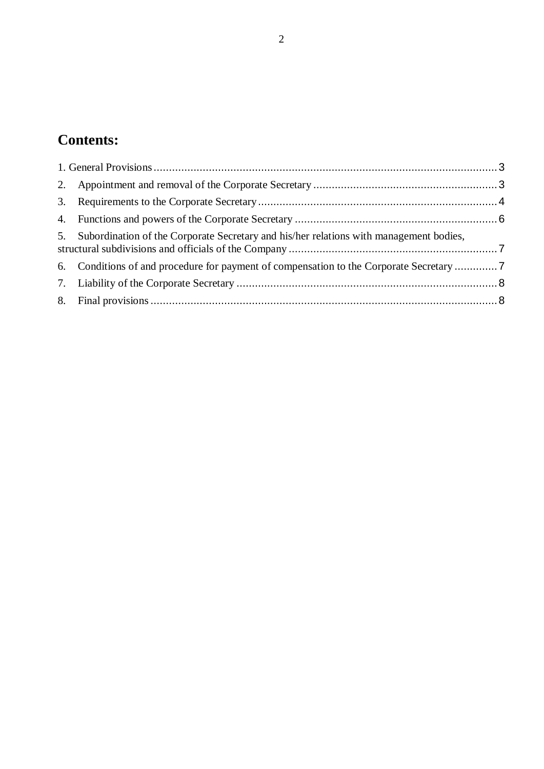## Contents:

1. General Provisions ..... 3
2. Appointment and removal of the Corporate Secretary ..... 3
3. Requirements to the Corporate Secretary ..... 4
4. Functions and powers of the Corporate Secretary ..... 6
5. Subordination of the Corporate Secretary and his/her relations with management bodies, structural subdivisions and officials of the Company ..... 7
6. Conditions of and procedure for payment of compensation to the Corporate Secretary ..... 7
7. Liability of the Corporate Secretary ..... 8
8. Final provisions ..... 8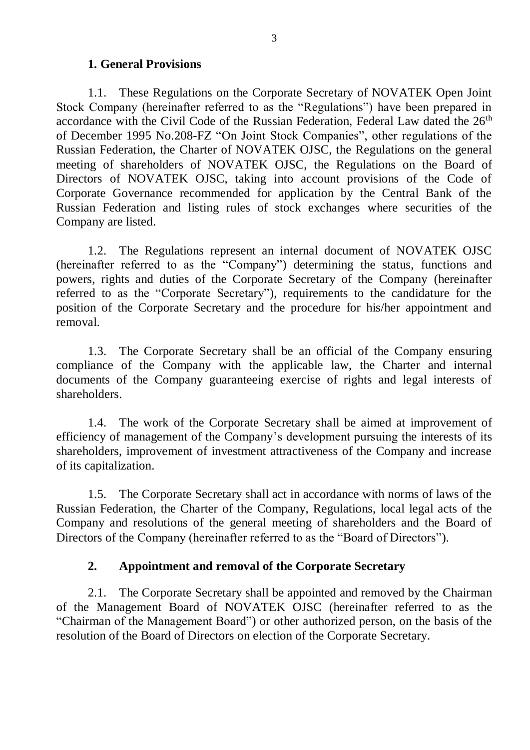## 1. General Provisions

1.1. These Regulations on the Corporate Secretary of NOVATEK Open Joint Stock Company (hereinafter referred to as the "Regulations") have been prepared in accordance with the Civil Code of the Russian Federation, Federal Law dated the 26th of December 1995 No.208-FZ "On Joint Stock Companies", other regulations of the Russian Federation, the Charter of NOVATEK OJSC, the Regulations on the general meeting of shareholders of NOVATEK OJSC, the Regulations on the Board of Directors of NOVATEK OJSC, taking into account provisions of the Code of Corporate Governance recommended for application by the Central Bank of the Russian Federation and listing rules of stock exchanges where securities of the Company are listed.

1.2. The Regulations represent an internal document of NOVATEK OJSC (hereinafter referred to as the "Company") determining the status, functions and powers, rights and duties of the Corporate Secretary of the Company (hereinafter referred to as the "Corporate Secretary"), requirements to the candidature for the position of the Corporate Secretary and the procedure for his/her appointment and removal.

1.3. The Corporate Secretary shall be an official of the Company ensuring compliance of the Company with the applicable law, the Charter and internal documents of the Company guaranteeing exercise of rights and legal interests of shareholders.

1.4. The work of the Corporate Secretary shall be aimed at improvement of efficiency of management of the Company's development pursuing the interests of its shareholders, improvement of investment attractiveness of the Company and increase of its capitalization.

1.5. The Corporate Secretary shall act in accordance with norms of laws of the Russian Federation, the Charter of the Company, Regulations, local legal acts of the Company and resolutions of the general meeting of shareholders and the Board of Directors of the Company (hereinafter referred to as the "Board of Directors").

## 2. Appointment and removal of the Corporate Secretary

2.1. The Corporate Secretary shall be appointed and removed by the Chairman of the Management Board of NOVATEK OJSC (hereinafter referred to as the "Chairman of the Management Board") or other authorized person, on the basis of the resolution of the Board of Directors on election of the Corporate Secretary.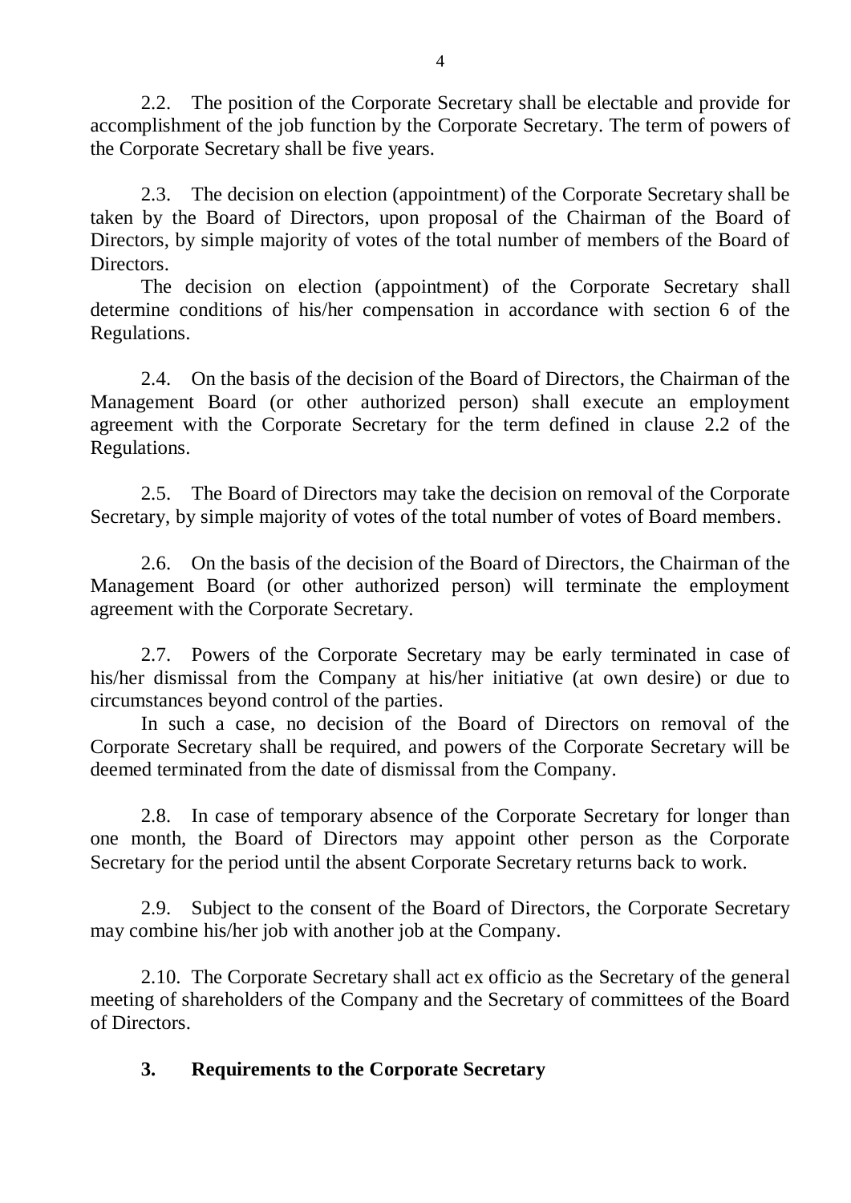2.2. The position of the Corporate Secretary shall be electable and provide for accomplishment of the job function by the Corporate Secretary. The term of powers of the Corporate Secretary shall be five years.

2.3. The decision on election (appointment) of the Corporate Secretary shall be taken by the Board of Directors, upon proposal of the Chairman of the Board of Directors, by simple majority of votes of the total number of members of the Board of Directors.

The decision on election (appointment) of the Corporate Secretary shall determine conditions of his/her compensation in accordance with section 6 of the Regulations.

2.4. On the basis of the decision of the Board of Directors, the Chairman of the Management Board (or other authorized person) shall execute an employment agreement with the Corporate Secretary for the term defined in clause 2.2 of the Regulations.

2.5. The Board of Directors may take the decision on removal of the Corporate Secretary, by simple majority of votes of the total number of votes of Board members.

2.6. On the basis of the decision of the Board of Directors, the Chairman of the Management Board (or other authorized person) will terminate the employment agreement with the Corporate Secretary.

2.7. Powers of the Corporate Secretary may be early terminated in case of his/her dismissal from the Company at his/her initiative (at own desire) or due to circumstances beyond control of the parties.

In such a case, no decision of the Board of Directors on removal of the Corporate Secretary shall be required, and powers of the Corporate Secretary will be deemed terminated from the date of dismissal from the Company.

2.8. In case of temporary absence of the Corporate Secretary for longer than one month, the Board of Directors may appoint other person as the Corporate Secretary for the period until the absent Corporate Secretary returns back to work.

2.9. Subject to the consent of the Board of Directors, the Corporate Secretary may combine his/her job with another job at the Company.

2.10. The Corporate Secretary shall act ex officio as the Secretary of the general meeting of shareholders of the Company and the Secretary of committees of the Board of Directors.

## 3. Requirements to the Corporate Secretary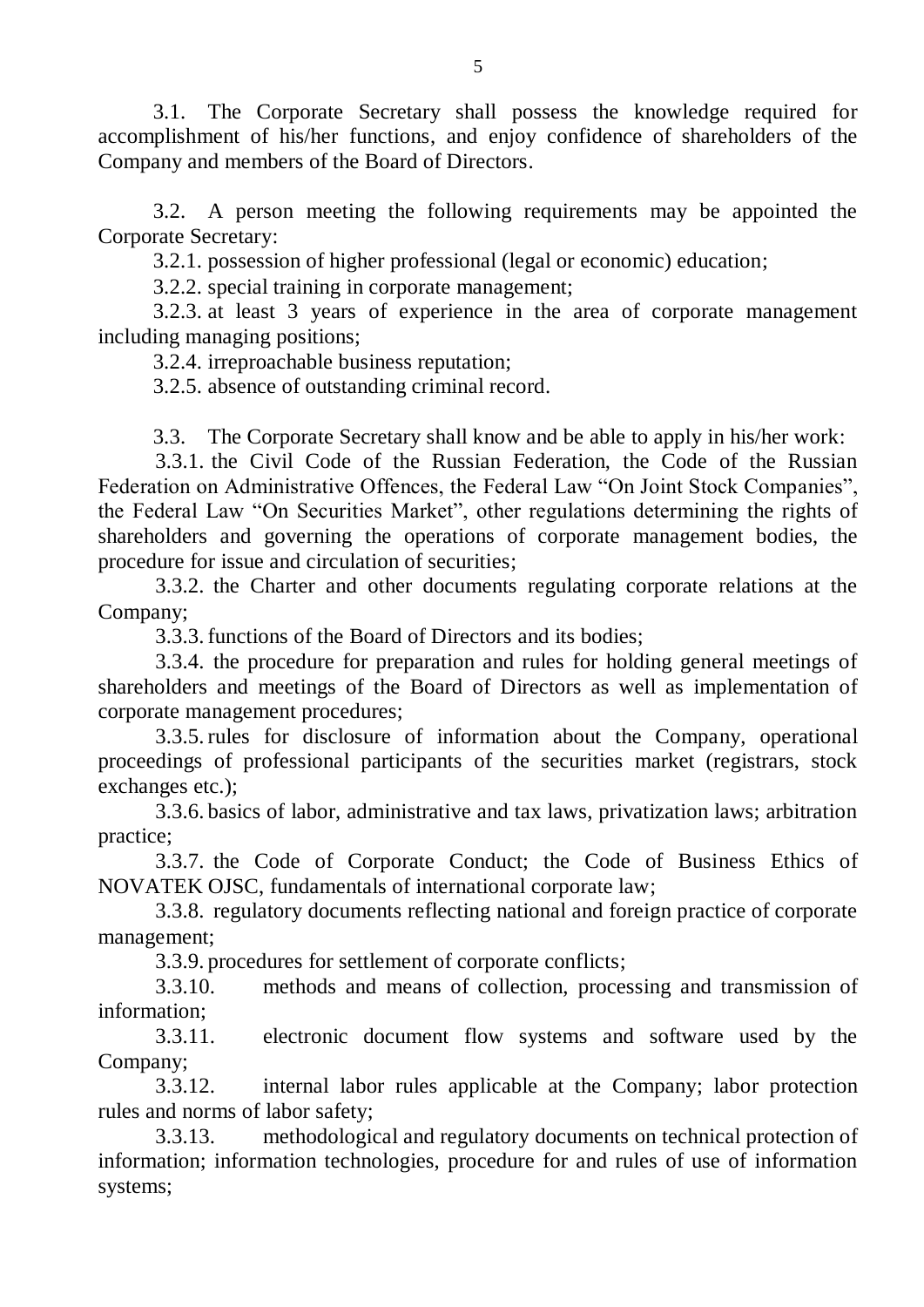3.1. The Corporate Secretary shall possess the knowledge required for accomplishment of his/her functions, and enjoy confidence of shareholders of the Company and members of the Board of Directors.

3.2. A person meeting the following requirements may be appointed the Corporate Secretary:

3.2.1. possession of higher professional (legal or economic) education;

3.2.2. special training in corporate management;

3.2.3. at least 3 years of experience in the area of corporate management including managing positions;

3.2.4. irreproachable business reputation;

3.2.5. absence of outstanding criminal record.

3.3. The Corporate Secretary shall know and be able to apply in his/her work:

3.3.1. the Civil Code of the Russian Federation, the Code of the Russian Federation on Administrative Offences, the Federal Law "On Joint Stock Companies", the Federal Law "On Securities Market", other regulations determining the rights of shareholders and governing the operations of corporate management bodies, the procedure for issue and circulation of securities;

3.3.2. the Charter and other documents regulating corporate relations at the Company;

3.3.3. functions of the Board of Directors and its bodies;

3.3.4. the procedure for preparation and rules for holding general meetings of shareholders and meetings of the Board of Directors as well as implementation of corporate management procedures;

3.3.5. rules for disclosure of information about the Company, operational proceedings of professional participants of the securities market (registrars, stock exchanges etc.);

3.3.6. basics of labor, administrative and tax laws, privatization laws; arbitration practice;

3.3.7. the Code of Corporate Conduct; the Code of Business Ethics of NOVATEK OJSC, fundamentals of international corporate law;

3.3.8. regulatory documents reflecting national and foreign practice of corporate management;

3.3.9. procedures for settlement of corporate conflicts;

3.3.10. methods and means of collection, processing and transmission of information;

3.3.11. electronic document flow systems and software used by the Company;

3.3.12. internal labor rules applicable at the Company; labor protection rules and norms of labor safety;

3.3.13. methodological and regulatory documents on technical protection of information; information technologies, procedure for and rules of use of information systems;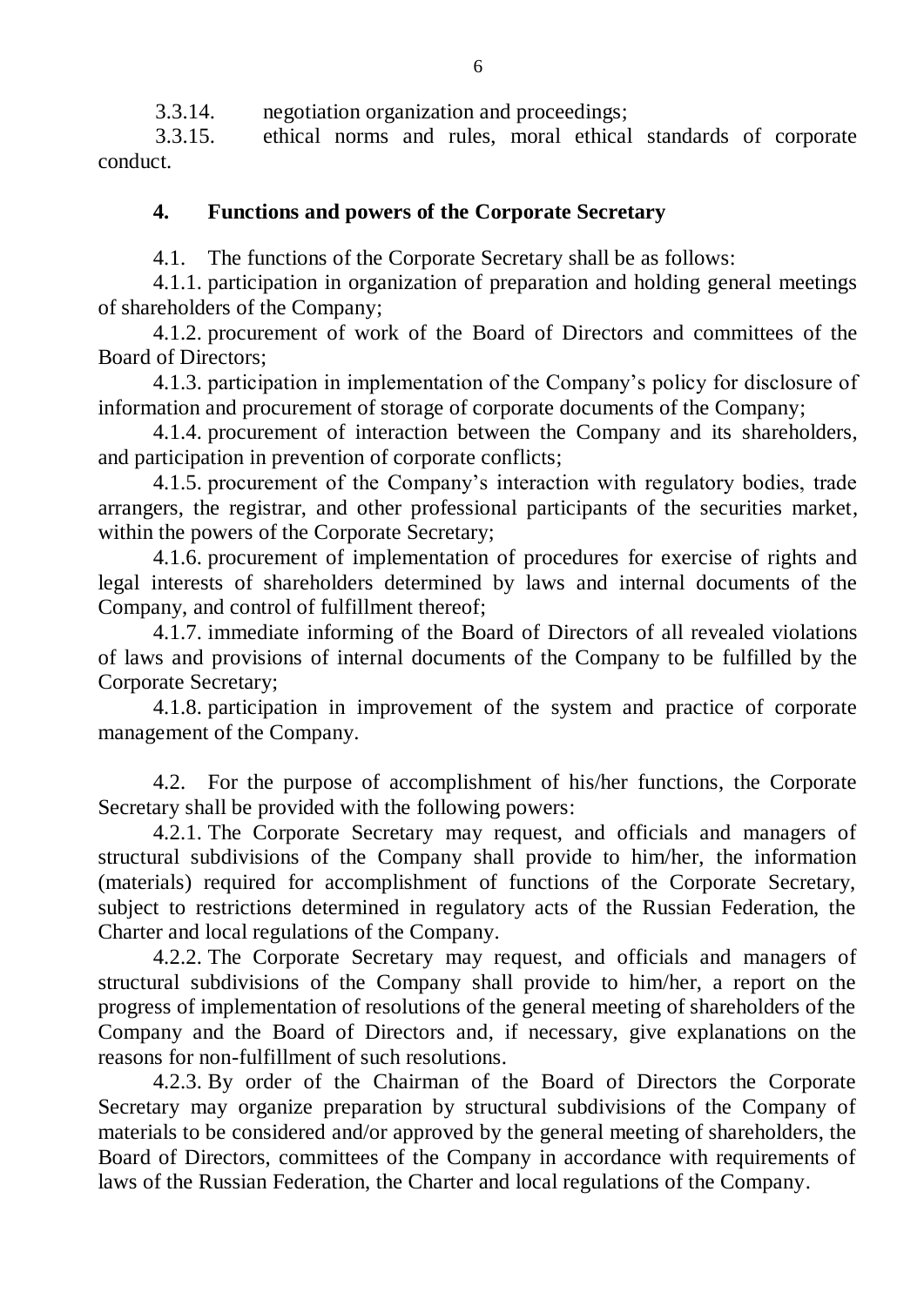3.3.14. negotiation organization and proceedings;

3.3.15. ethical norms and rules, moral ethical standards of corporate conduct.

## 4. Functions and powers of the Corporate Secretary

4.1. The functions of the Corporate Secretary shall be as follows:

4.1.1. participation in organization of preparation and holding general meetings of shareholders of the Company;

4.1.2. procurement of work of the Board of Directors and committees of the Board of Directors;

4.1.3. participation in implementation of the Company's policy for disclosure of information and procurement of storage of corporate documents of the Company;

4.1.4. procurement of interaction between the Company and its shareholders, and participation in prevention of corporate conflicts;

4.1.5. procurement of the Company's interaction with regulatory bodies, trade arrangers, the registrar, and other professional participants of the securities market, within the powers of the Corporate Secretary;

4.1.6. procurement of implementation of procedures for exercise of rights and legal interests of shareholders determined by laws and internal documents of the Company, and control of fulfillment thereof;

4.1.7. immediate informing of the Board of Directors of all revealed violations of laws and provisions of internal documents of the Company to be fulfilled by the Corporate Secretary;

4.1.8. participation in improvement of the system and practice of corporate management of the Company.

4.2. For the purpose of accomplishment of his/her functions, the Corporate Secretary shall be provided with the following powers:

4.2.1. The Corporate Secretary may request, and officials and managers of structural subdivisions of the Company shall provide to him/her, the information (materials) required for accomplishment of functions of the Corporate Secretary, subject to restrictions determined in regulatory acts of the Russian Federation, the Charter and local regulations of the Company.

4.2.2. The Corporate Secretary may request, and officials and managers of structural subdivisions of the Company shall provide to him/her, a report on the progress of implementation of resolutions of the general meeting of shareholders of the Company and the Board of Directors and, if necessary, give explanations on the reasons for non-fulfillment of such resolutions.

4.2.3. By order of the Chairman of the Board of Directors the Corporate Secretary may organize preparation by structural subdivisions of the Company of materials to be considered and/or approved by the general meeting of shareholders, the Board of Directors, committees of the Company in accordance with requirements of laws of the Russian Federation, the Charter and local regulations of the Company.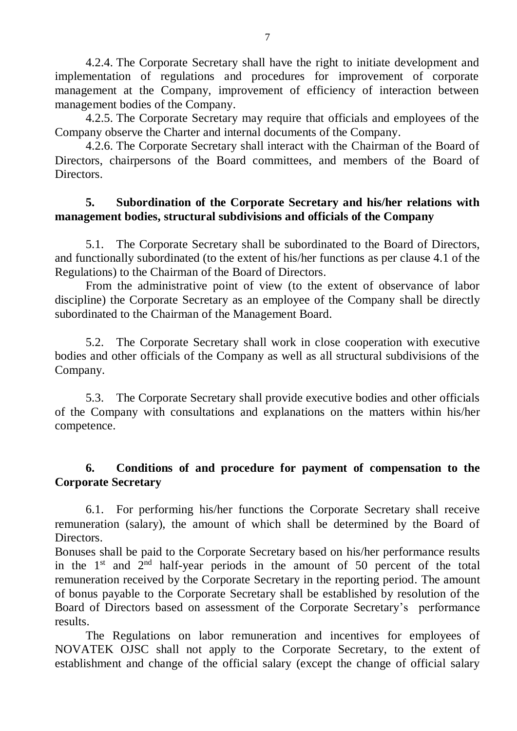4.2.4. The Corporate Secretary shall have the right to initiate development and implementation of regulations and procedures for improvement of corporate management at the Company, improvement of efficiency of interaction between management bodies of the Company.

4.2.5. The Corporate Secretary may require that officials and employees of the Company observe the Charter and internal documents of the Company.

4.2.6. The Corporate Secretary shall interact with the Chairman of the Board of Directors, chairpersons of the Board committees, and members of the Board of Directors.

## 5. Subordination of the Corporate Secretary and his/her relations with management bodies, structural subdivisions and officials of the Company

5.1. The Corporate Secretary shall be subordinated to the Board of Directors, and functionally subordinated (to the extent of his/her functions as per clause 4.1 of the Regulations) to the Chairman of the Board of Directors.

From the administrative point of view (to the extent of observance of labor discipline) the Corporate Secretary as an employee of the Company shall be directly subordinated to the Chairman of the Management Board.

5.2. The Corporate Secretary shall work in close cooperation with executive bodies and other officials of the Company as well as all structural subdivisions of the Company.

5.3. The Corporate Secretary shall provide executive bodies and other officials of the Company with consultations and explanations on the matters within his/her competence.

## 6. Conditions of and procedure for payment of compensation to the Corporate Secretary

6.1. For performing his/her functions the Corporate Secretary shall receive remuneration (salary), the amount of which shall be determined by the Board of Directors.

Bonuses shall be paid to the Corporate Secretary based on his/her performance results in the 1st and 2nd half-year periods in the amount of 50 percent of the total remuneration received by the Corporate Secretary in the reporting period. The amount of bonus payable to the Corporate Secretary shall be established by resolution of the Board of Directors based on assessment of the Corporate Secretary's performance results.

The Regulations on labor remuneration and incentives for employees of NOVATEK OJSC shall not apply to the Corporate Secretary, to the extent of establishment and change of the official salary (except the change of official salary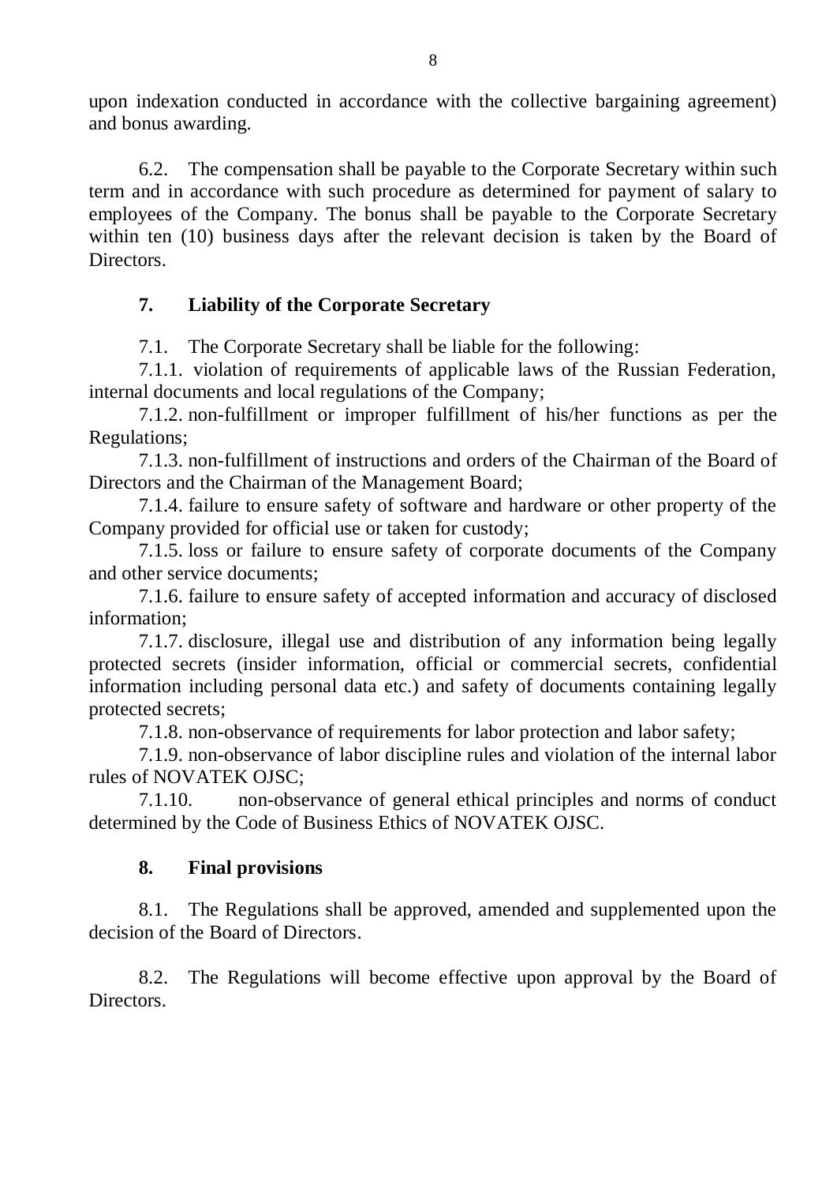upon indexation conducted in accordance with the collective bargaining agreement) and bonus awarding.

6.2. The compensation shall be payable to the Corporate Secretary within such term and in accordance with such procedure as determined for payment of salary to employees of the Company. The bonus shall be payable to the Corporate Secretary within ten (10) business days after the relevant decision is taken by the Board of Directors.

## 7. Liability of the Corporate Secretary

7.1. The Corporate Secretary shall be liable for the following:

7.1.1. violation of requirements of applicable laws of the Russian Federation, internal documents and local regulations of the Company;

7.1.2. non-fulfillment or improper fulfillment of his/her functions as per the Regulations;

7.1.3. non-fulfillment of instructions and orders of the Chairman of the Board of Directors and the Chairman of the Management Board;

7.1.4. failure to ensure safety of software and hardware or other property of the Company provided for official use or taken for custody;

7.1.5. loss or failure to ensure safety of corporate documents of the Company and other service documents;

7.1.6. failure to ensure safety of accepted information and accuracy of disclosed information;

7.1.7. disclosure, illegal use and distribution of any information being legally protected secrets (insider information, official or commercial secrets, confidential information including personal data etc.) and safety of documents containing legally protected secrets;

7.1.8. non-observance of requirements for labor protection and labor safety;

7.1.9. non-observance of labor discipline rules and violation of the internal labor rules of NOVATEK OJSC;

7.1.10. non-observance of general ethical principles and norms of conduct determined by the Code of Business Ethics of NOVATEK OJSC.

## 8. Final provisions

8.1. The Regulations shall be approved, amended and supplemented upon the decision of the Board of Directors.

8.2. The Regulations will become effective upon approval by the Board of Directors.